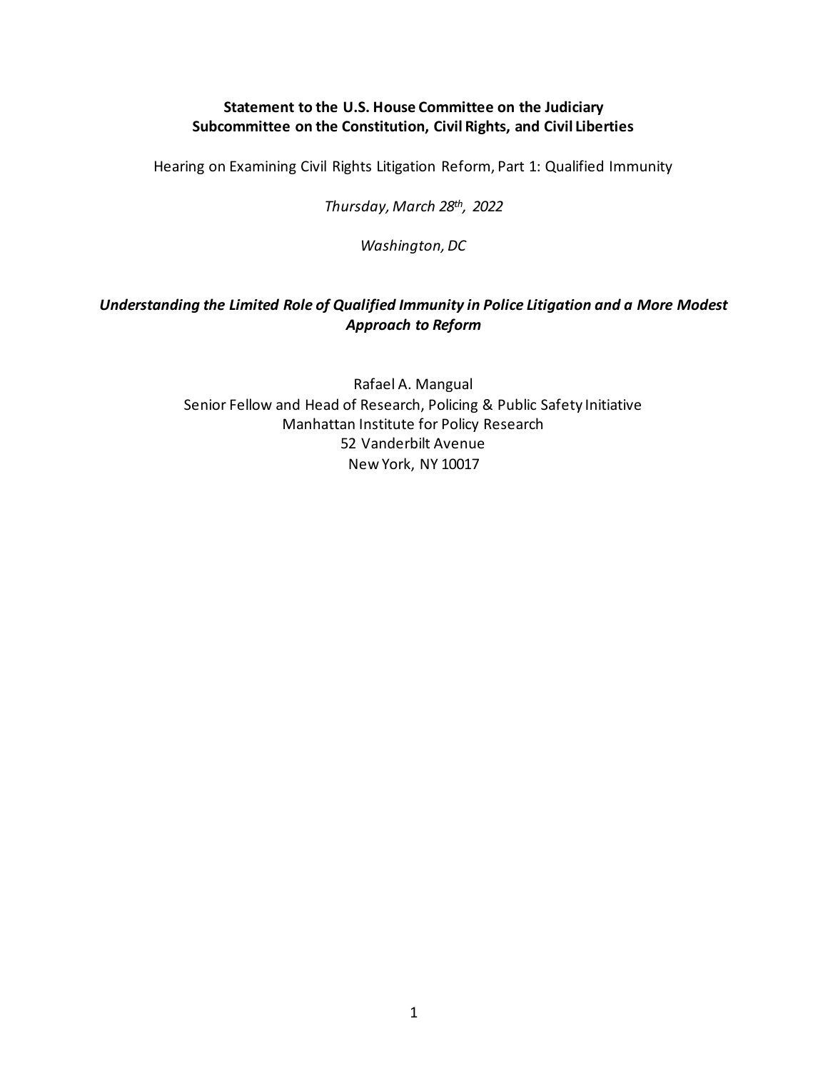**Statement to the U.S. House Committee on the Judiciary**
**Subcommittee on the Constitution, Civil Rights, and Civil Liberties**

Hearing on Examining Civil Rights Litigation Reform, Part 1: Qualified Immunity

*Thursday, March 28th, 2022*

*Washington, DC*

# ***Understanding the Limited Role of Qualified Immunity in Police Litigation and a More Modest Approach to Reform***

Rafael A. Mangual
Senior Fellow and Head of Research, Policing & Public Safety Initiative
Manhattan Institute for Policy Research
52 Vanderbilt Avenue
New York, NY 10017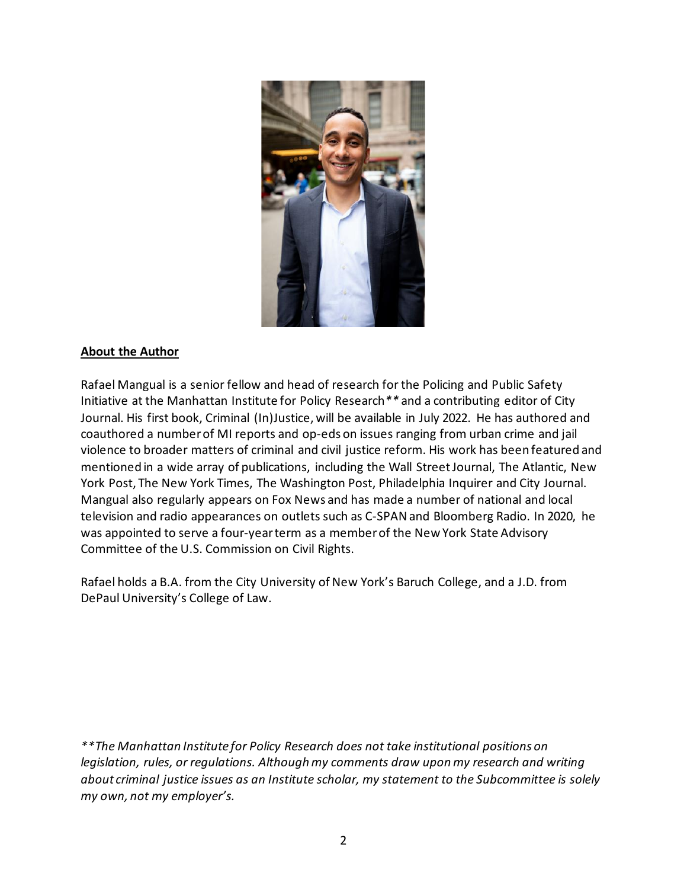**About the Author**

Rafael Mangual is a senior fellow and head of research for the Policing and Public Safety Initiative at the Manhattan Institute for Policy Research** and a contributing editor of City Journal. His first book, Criminal (In)Justice, will be available in July 2022. He has authored and coauthored a number of MI reports and op-eds on issues ranging from urban crime and jail violence to broader matters of criminal and civil justice reform. His work has been featured and mentioned in a wide array of publications, including the Wall Street Journal, The Atlantic, New York Post, The New York Times, The Washington Post, Philadelphia Inquirer and City Journal. Mangual also regularly appears on Fox News and has made a number of national and local television and radio appearances on outlets such as C-SPAN and Bloomberg Radio. In 2020, he was appointed to serve a four-year term as a member of the New York State Advisory Committee of the U.S. Commission on Civil Rights.

Rafael holds a B.A. from the City University of New York's Baruch College, and a J.D. from DePaul University's College of Law.

*\*\*The Manhattan Institute for Policy Research does not take institutional positions on legislation, rules, or regulations. Although my comments draw upon my research and writing about criminal justice issues as an Institute scholar, my statement to the Subcommittee is solely my own, not my employer's.*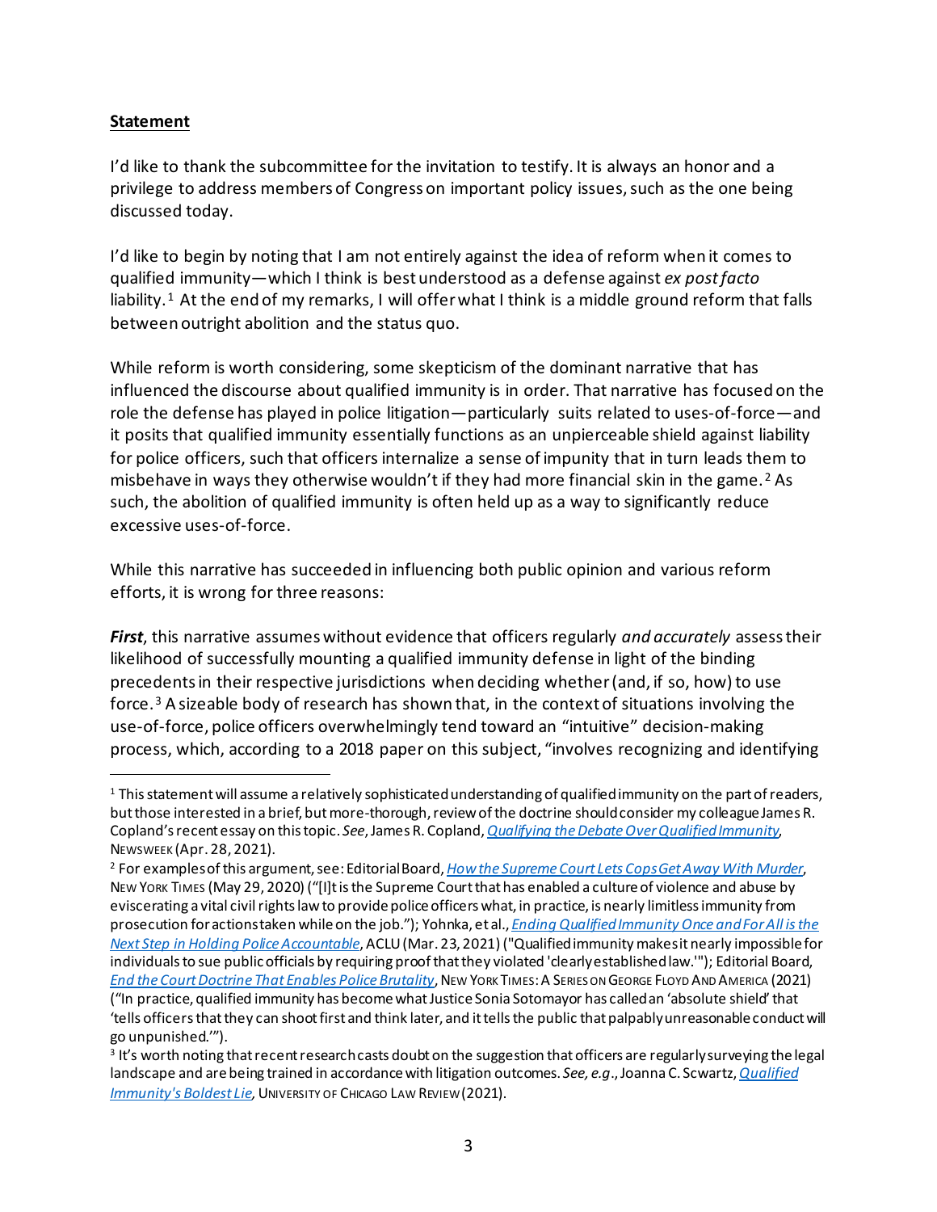**Statement**

I'd like to thank the subcommittee for the invitation to testify. It is always an honor and a privilege to address members of Congress on important policy issues, such as the one being discussed today.

I'd like to begin by noting that I am not entirely against the idea of reform when it comes to qualified immunity—which I think is best understood as a defense against *ex post facto* liability.[1] At the end of my remarks, I will offer what I think is a middle ground reform that falls between outright abolition and the status quo.

While reform is worth considering, some skepticism of the dominant narrative that has influenced the discourse about qualified immunity is in order. That narrative has focused on the role the defense has played in police litigation—particularly suits related to uses-of-force—and it posits that qualified immunity essentially functions as an unpierceable shield against liability for police officers, such that officers internalize a sense of impunity that in turn leads them to misbehave in ways they otherwise wouldn't if they had more financial skin in the game.[2] As such, the abolition of qualified immunity is often held up as a way to significantly reduce excessive uses-of-force.

While this narrative has succeeded in influencing both public opinion and various reform efforts, it is wrong for three reasons:

***First***, this narrative assumes without evidence that officers regularly *and accurately* assess their likelihood of successfully mounting a qualified immunity defense in light of the binding precedents in their respective jurisdictions when deciding whether (and, if so, how) to use force.[3] A sizeable body of research has shown that, in the context of situations involving the use-of-force, police officers overwhelmingly tend toward an "intuitive" decision-making process, which, according to a 2018 paper on this subject, "involves recognizing and identifying

---

[1] This statement will assume a relatively sophisticated understanding of qualified immunity on the part of readers, but those interested in a brief, but more-thorough, review of the doctrine should consider my colleague James R. Copland's recent essay on this topic. *See*, James R. Copland, *Qualifying the Debate Over Qualified Immunity*, NEWSWEEK (Apr. 28, 2021).

[2] For examples of this argument, see: Editorial Board, *How the Supreme Court Lets Cops Get Away With Murder*, NEW YORK TIMES (May 29, 2020) ("[I]t is the Supreme Court that has enabled a culture of violence and abuse by eviscerating a vital civil rights law to provide police officers what, in practice, is nearly limitless immunity from prosecution for actions taken while on the job."); Yohnka, et al., *Ending Qualified Immunity Once and For All is the Next Step in Holding Police Accountable*, ACLU (Mar. 23, 2021) ("Qualified immunity makes it nearly impossible for individuals to sue public officials by requiring proof that they violated 'clearly established law.'"); Editorial Board, *End the Court Doctrine That Enables Police Brutality*, NEW YORK TIMES: A SERIES ON GEORGE FLOYD AND AMERICA (2021) ("In practice, qualified immunity has become what Justice Sonia Sotomayor has called an 'absolute shield' that 'tells officers that they can shoot first and think later, and it tells the public that palpably unreasonable conduct will go unpunished.'").

[3] It's worth noting that recent research casts doubt on the suggestion that officers are regularly surveying the legal landscape and are being trained in accordance with litigation outcomes. *See, e.g.*, Joanna C. Scwartz, *Qualified Immunity's Boldest Lie*, UNIVERSITY OF CHICAGO LAW REVIEW (2021).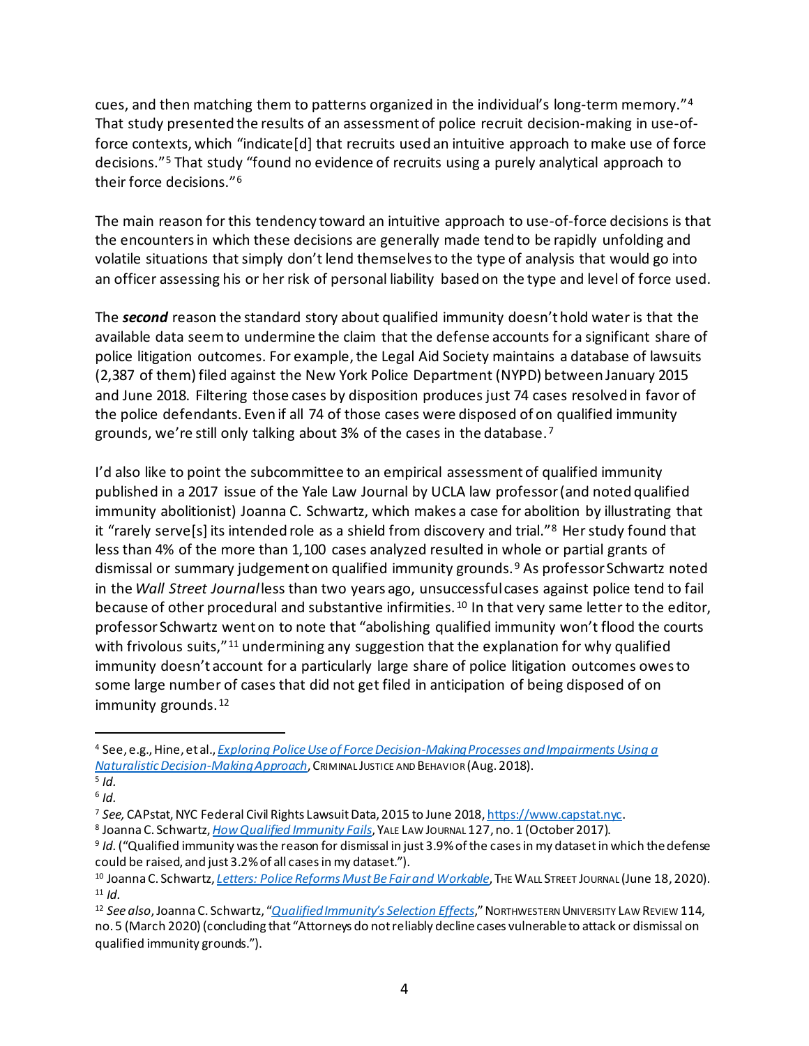cues, and then matching them to patterns organized in the individual's long-term memory."[4] That study presented the results of an assessment of police recruit decision-making in use-of-force contexts, which "indicate[d] that recruits used an intuitive approach to make use of force decisions."[5] That study "found no evidence of recruits using a purely analytical approach to their force decisions."[6]

The main reason for this tendency toward an intuitive approach to use-of-force decisions is that the encounters in which these decisions are generally made tend to be rapidly unfolding and volatile situations that simply don't lend themselves to the type of analysis that would go into an officer assessing his or her risk of personal liability based on the type and level of force used.

The ***second*** reason the standard story about qualified immunity doesn't hold water is that the available data seem to undermine the claim that the defense accounts for a significant share of police litigation outcomes. For example, the Legal Aid Society maintains a database of lawsuits (2,387 of them) filed against the New York Police Department (NYPD) between January 2015 and June 2018. Filtering those cases by disposition produces just 74 cases resolved in favor of the police defendants. Even if all 74 of those cases were disposed of on qualified immunity grounds, we're still only talking about 3% of the cases in the database.[7]

I'd also like to point the subcommittee to an empirical assessment of qualified immunity published in a 2017 issue of the Yale Law Journal by UCLA law professor (and noted qualified immunity abolitionist) Joanna C. Schwartz, which makes a case for abolition by illustrating that it "rarely serve[s] its intended role as a shield from discovery and trial."[8] Her study found that less than 4% of the more than 1,100 cases analyzed resulted in whole or partial grants of dismissal or summary judgement on qualified immunity grounds.[9] As professor Schwartz noted in the *Wall Street Journal* less than two years ago, unsuccessful cases against police tend to fail because of other procedural and substantive infirmities.[10] In that very same letter to the editor, professor Schwartz went on to note that "abolishing qualified immunity won't flood the courts with frivolous suits,"[11] undermining any suggestion that the explanation for why qualified immunity doesn't account for a particularly large share of police litigation outcomes owes to some large number of cases that did not get filed in anticipation of being disposed of on immunity grounds.[12]

---

[4] See, e.g., Hine, et al., *Exploring Police Use of Force Decision-Making Processes and Impairments Using a Naturalistic Decision-Making Approach*, Criminal Justice and Behavior (Aug. 2018).

[5] *Id.*

[6] *Id.*

[7] *See,* CAPstat, NYC Federal Civil Rights Lawsuit Data, 2015 to June 2018, https://www.capstat.nyc.

[8] Joanna C. Schwartz, *How Qualified Immunity Fails*, Yale Law Journal 127, no. 1 (October 2017).

[9] *Id.* ("Qualified immunity was the reason for dismissal in just 3.9% of the cases in my dataset in which the defense could be raised, and just 3.2% of all cases in my dataset.").

[10] Joanna C. Schwartz, *Letters: Police Reforms Must Be Fair and Workable*, The Wall Street Journal (June 18, 2020).

[11] *Id.*

[12] *See also*, Joanna C. Schwartz, "*Qualified Immunity's Selection Effects*," Northwestern University Law Review 114, no. 5 (March 2020) (concluding that "Attorneys do not reliably decline cases vulnerable to attack or dismissal on qualified immunity grounds.").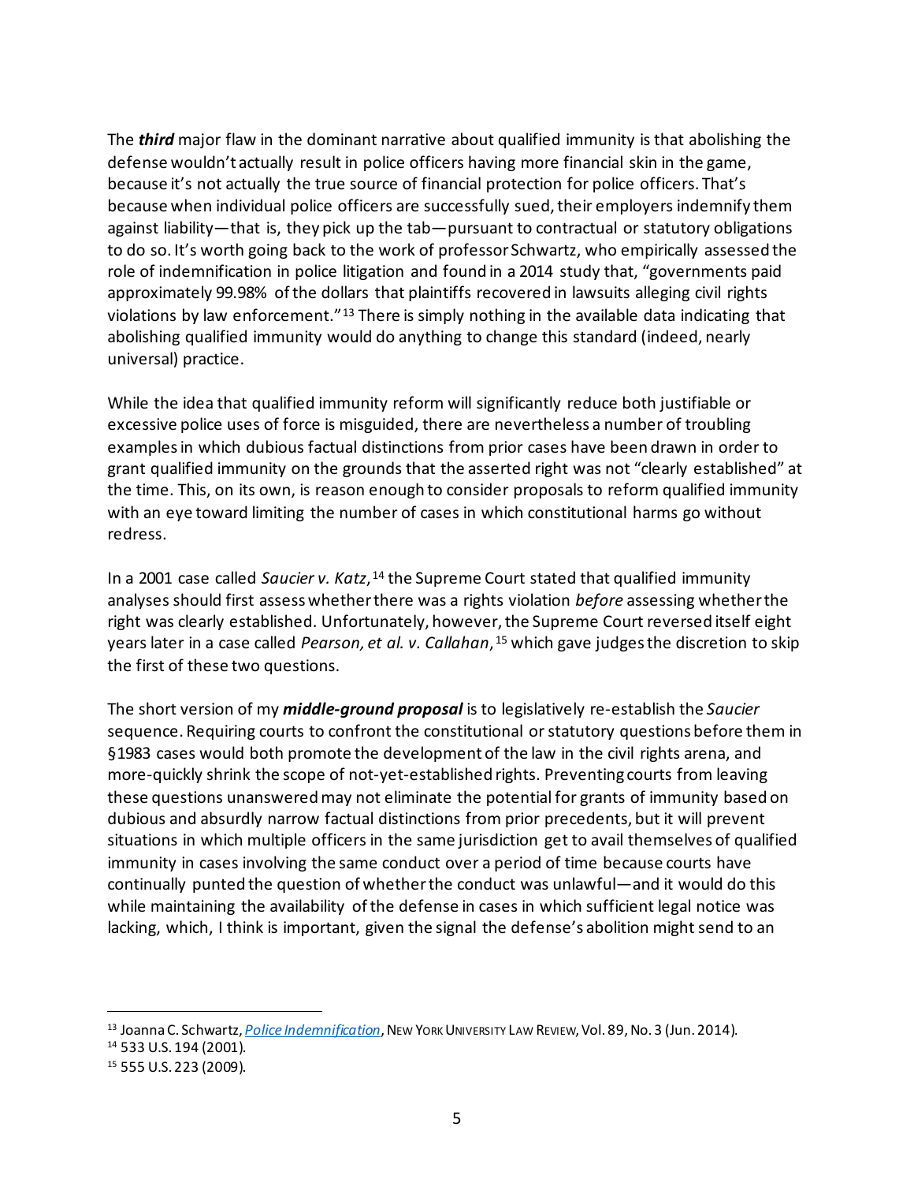The ***third*** major flaw in the dominant narrative about qualified immunity is that abolishing the defense wouldn't actually result in police officers having more financial skin in the game, because it's not actually the true source of financial protection for police officers. That's because when individual police officers are successfully sued, their employers indemnify them against liability—that is, they pick up the tab—pursuant to contractual or statutory obligations to do so. It's worth going back to the work of professor Schwartz, who empirically assessed the role of indemnification in police litigation and found in a 2014 study that, "governments paid approximately 99.98% of the dollars that plaintiffs recovered in lawsuits alleging civil rights violations by law enforcement."[13] There is simply nothing in the available data indicating that abolishing qualified immunity would do anything to change this standard (indeed, nearly universal) practice.

While the idea that qualified immunity reform will significantly reduce both justifiable or excessive police uses of force is misguided, there are nevertheless a number of troubling examples in which dubious factual distinctions from prior cases have been drawn in order to grant qualified immunity on the grounds that the asserted right was not "clearly established" at the time. This, on its own, is reason enough to consider proposals to reform qualified immunity with an eye toward limiting the number of cases in which constitutional harms go without redress.

In a 2001 case called *Saucier v. Katz*,[14] the Supreme Court stated that qualified immunity analyses should first assess whether there was a rights violation *before* assessing whether the right was clearly established. Unfortunately, however, the Supreme Court reversed itself eight years later in a case called *Pearson, et al. v. Callahan*,[15] which gave judges the discretion to skip the first of these two questions.

The short version of my ***middle-ground proposal*** is to legislatively re-establish the *Saucier* sequence. Requiring courts to confront the constitutional or statutory questions before them in §1983 cases would both promote the development of the law in the civil rights arena, and more-quickly shrink the scope of not-yet-established rights. Preventing courts from leaving these questions unanswered may not eliminate the potential for grants of immunity based on dubious and absurdly narrow factual distinctions from prior precedents, but it will prevent situations in which multiple officers in the same jurisdiction get to avail themselves of qualified immunity in cases involving the same conduct over a period of time because courts have continually punted the question of whether the conduct was unlawful—and it would do this while maintaining the availability of the defense in cases in which sufficient legal notice was lacking, which, I think is important, given the signal the defense's abolition might send to an

---

[13] Joanna C. Schwartz, *Police Indemnification*, NEW YORK UNIVERSITY LAW REVIEW, Vol. 89, No. 3 (Jun. 2014).

[14] 533 U.S. 194 (2001).

[15] 555 U.S. 223 (2009).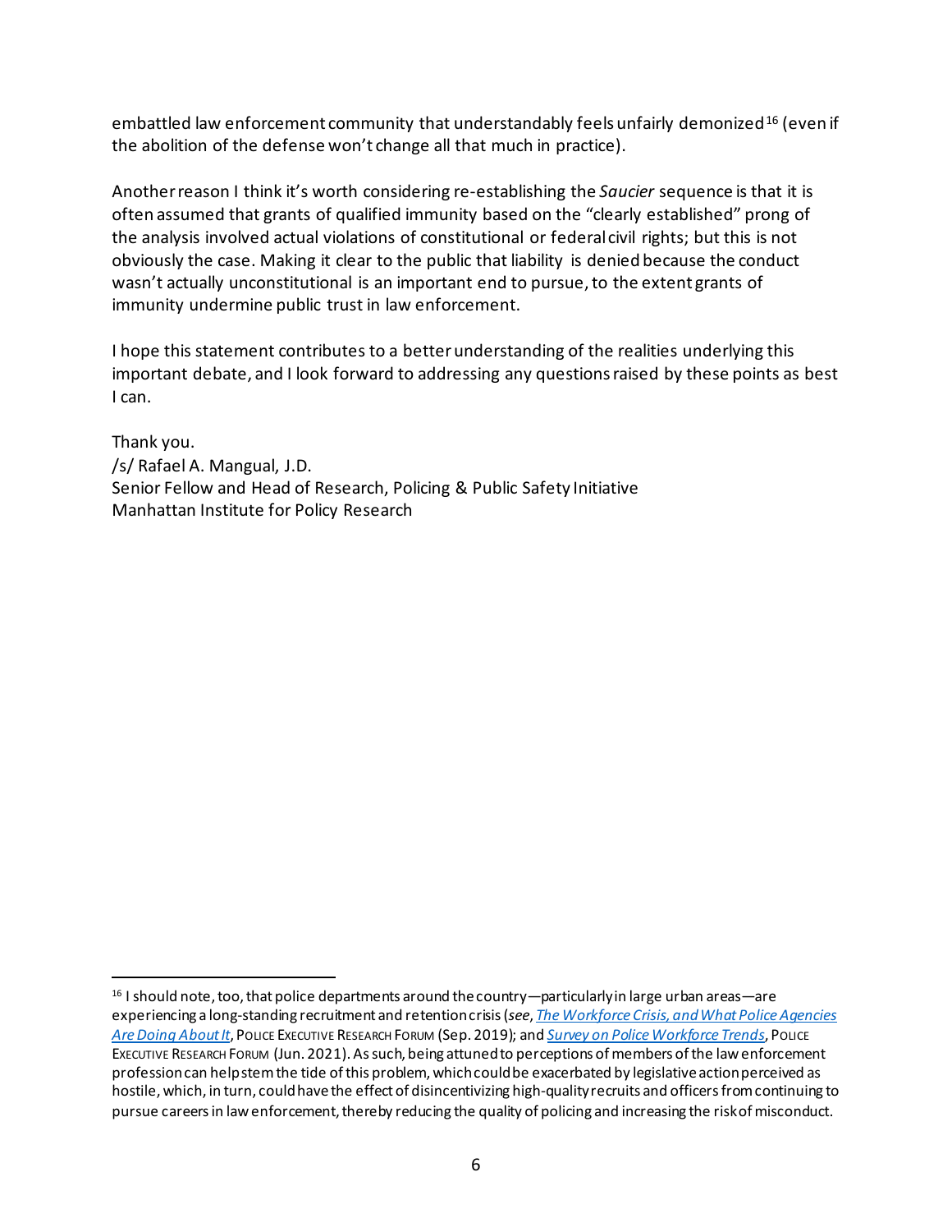embattled law enforcement community that understandably feels unfairly demonized[16] (even if the abolition of the defense won't change all that much in practice).

Another reason I think it's worth considering re-establishing the *Saucier* sequence is that it is often assumed that grants of qualified immunity based on the "clearly established" prong of the analysis involved actual violations of constitutional or federal civil rights; but this is not obviously the case. Making it clear to the public that liability is denied because the conduct wasn't actually unconstitutional is an important end to pursue, to the extent grants of immunity undermine public trust in law enforcement.

I hope this statement contributes to a better understanding of the realities underlying this important debate, and I look forward to addressing any questions raised by these points as best I can.

Thank you.
/s/ Rafael A. Mangual, J.D.
Senior Fellow and Head of Research, Policing & Public Safety Initiative
Manhattan Institute for Policy Research

---

[16] I should note, too, that police departments around the country—particularly in large urban areas—are experiencing a long-standing recruitment and retention crisis (*see*, *The Workforce Crisis, and What Police Agencies Are Doing About It*, POLICE EXECUTIVE RESEARCH FORUM (Sep. 2019); and *Survey on Police Workforce Trends*, POLICE EXECUTIVE RESEARCH FORUM (Jun. 2021). As such, being attuned to perceptions of members of the law enforcement profession can help stem the tide of this problem, which could be exacerbated by legislative action perceived as hostile, which, in turn, could have the effect of disincentivizing high-quality recruits and officers from continuing to pursue careers in law enforcement, thereby reducing the quality of policing and increasing the risk of misconduct.